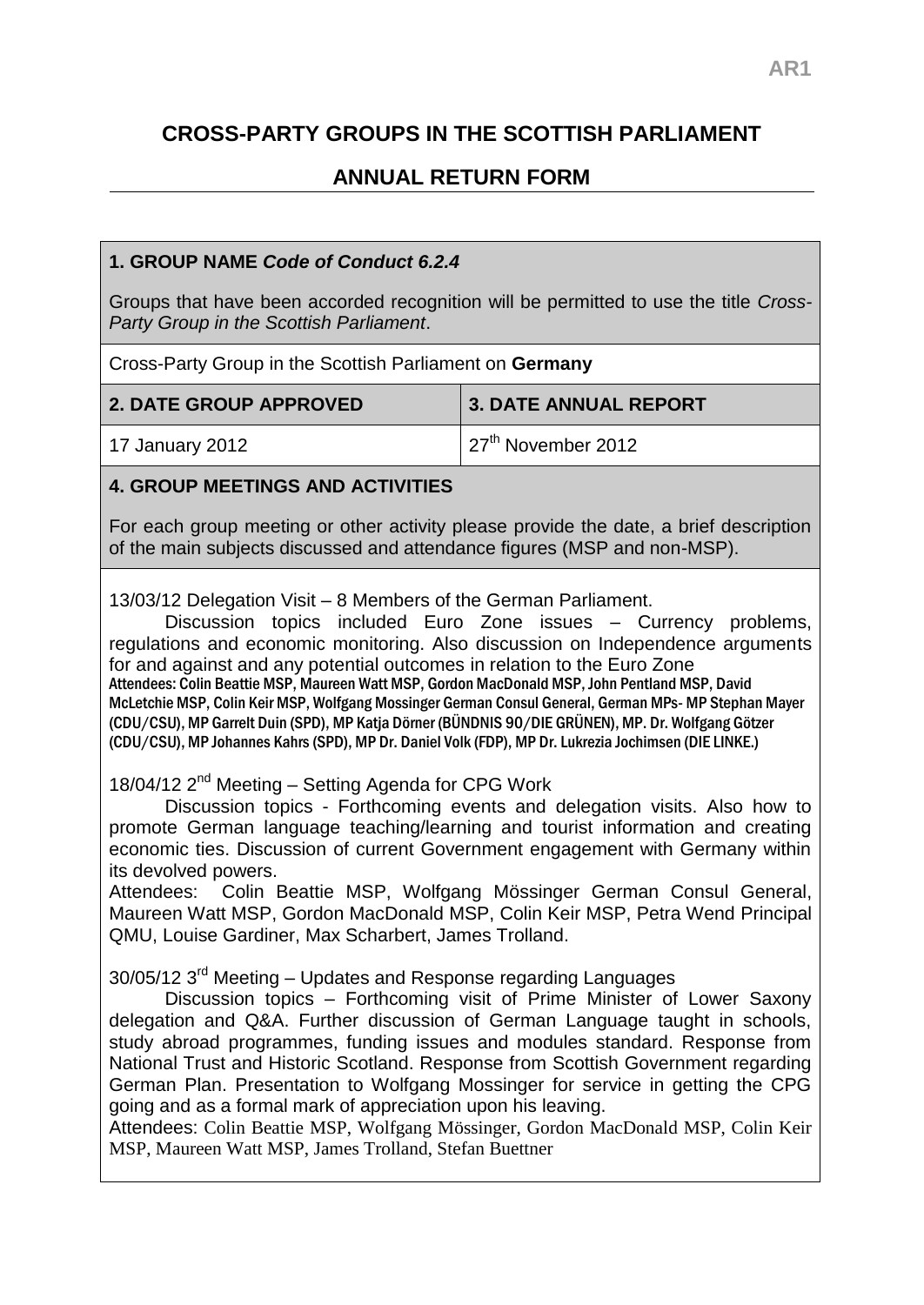AR1

# CROSS-PARTY GROUPS IN THE SCOTTISH PARLIAMENT

## ANNUAL RETURN FORM

**1. GROUP NAME *Code of Conduct 6.2.4***

Groups that have been accorded recognition will be permitted to use the title *Cross-Party Group in the Scottish Parliament*.

Cross-Party Group in the Scottish Parliament on **Germany**

| **2. DATE GROUP APPROVED** | **3. DATE ANNUAL REPORT** |
|---|---|
| 17 January 2012 | 27th November 2012 |

**4. GROUP MEETINGS AND ACTIVITIES**

For each group meeting or other activity please provide the date, a brief description of the main subjects discussed and attendance figures (MSP and non-MSP).

13/03/12 Delegation Visit – 8 Members of the German Parliament.

Discussion topics included Euro Zone issues – Currency problems, regulations and economic monitoring. Also discussion on Independence arguments for and against and any potential outcomes in relation to the Euro Zone

Attendees: Colin Beattie MSP, Maureen Watt MSP, Gordon MacDonald MSP, John Pentland MSP, David McLetchie MSP, Colin Keir MSP, Wolfgang Mossinger German Consul General, German MPs- MP Stephan Mayer (CDU/CSU), MP Garrelt Duin (SPD), MP Katja Dörner (BÜNDNIS 90/DIE GRÜNEN), MP. Dr. Wolfgang Götzer (CDU/CSU), MP Johannes Kahrs (SPD), MP Dr. Daniel Volk (FDP), MP Dr. Lukrezia Jochimsen (DIE LINKE.)

18/04/12 2nd Meeting – Setting Agenda for CPG Work

Discussion topics - Forthcoming events and delegation visits. Also how to promote German language teaching/learning and tourist information and creating economic ties. Discussion of current Government engagement with Germany within its devolved powers.

Attendees: Colin Beattie MSP, Wolfgang Mössinger German Consul General, Maureen Watt MSP, Gordon MacDonald MSP, Colin Keir MSP, Petra Wend Principal QMU, Louise Gardiner, Max Scharbert, James Trolland.

30/05/12 3rd Meeting – Updates and Response regarding Languages

Discussion topics – Forthcoming visit of Prime Minister of Lower Saxony delegation and Q&A. Further discussion of German Language taught in schools, study abroad programmes, funding issues and modules standard. Response from National Trust and Historic Scotland. Response from Scottish Government regarding German Plan. Presentation to Wolfgang Mossinger for service in getting the CPG going and as a formal mark of appreciation upon his leaving.

Attendees: Colin Beattie MSP, Wolfgang Mössinger, Gordon MacDonald MSP, Colin Keir MSP, Maureen Watt MSP, James Trolland, Stefan Buettner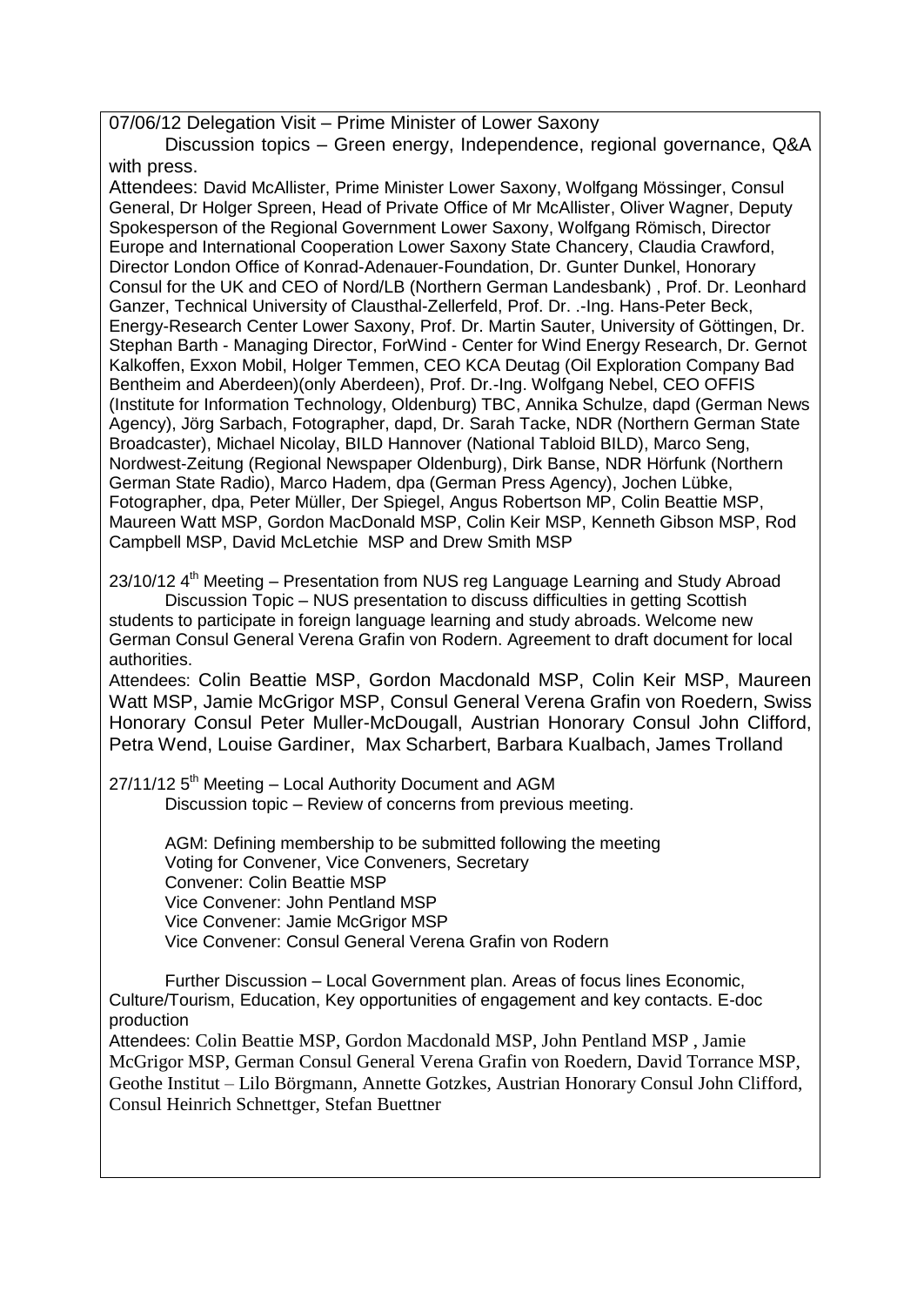07/06/12 Delegation Visit – Prime Minister of Lower Saxony

Discussion topics – Green energy, Independence, regional governance, Q&A with press.

Attendees: David McAllister, Prime Minister Lower Saxony, Wolfgang Mössinger, Consul General, Dr Holger Spreen, Head of Private Office of Mr McAllister, Oliver Wagner, Deputy Spokesperson of the Regional Government Lower Saxony, Wolfgang Römisch, Director Europe and International Cooperation Lower Saxony State Chancery, Claudia Crawford, Director London Office of Konrad-Adenauer-Foundation, Dr. Gunter Dunkel, Honorary Consul for the UK and CEO of Nord/LB (Northern German Landesbank) , Prof. Dr. Leonhard Ganzer, Technical University of Clausthal-Zellerfeld, Prof. Dr. .-Ing. Hans-Peter Beck, Energy-Research Center Lower Saxony, Prof. Dr. Martin Sauter, University of Göttingen, Dr. Stephan Barth - Managing Director, ForWind - Center for Wind Energy Research, Dr. Gernot Kalkoffen, Exxon Mobil, Holger Temmen, CEO KCA Deutag (Oil Exploration Company Bad Bentheim and Aberdeen)(only Aberdeen), Prof. Dr.-Ing. Wolfgang Nebel, CEO OFFIS (Institute for Information Technology, Oldenburg) TBC, Annika Schulze, dapd (German News Agency), Jörg Sarbach, Fotographer, dapd, Dr. Sarah Tacke, NDR (Northern German State Broadcaster), Michael Nicolay, BILD Hannover (National Tabloid BILD), Marco Seng, Nordwest-Zeitung (Regional Newspaper Oldenburg), Dirk Banse, NDR Hörfunk (Northern German State Radio), Marco Hadem, dpa (German Press Agency), Jochen Lübke, Fotographer, dpa, Peter Müller, Der Spiegel, Angus Robertson MP, Colin Beattie MSP, Maureen Watt MSP, Gordon MacDonald MSP, Colin Keir MSP, Kenneth Gibson MSP, Rod Campbell MSP, David McLetchie MSP and Drew Smith MSP

23/10/12 4th Meeting – Presentation from NUS reg Language Learning and Study Abroad

Discussion Topic – NUS presentation to discuss difficulties in getting Scottish students to participate in foreign language learning and study abroads. Welcome new German Consul General Verena Grafin von Rodern. Agreement to draft document for local authorities.

Attendees: Colin Beattie MSP, Gordon Macdonald MSP, Colin Keir MSP, Maureen Watt MSP, Jamie McGrigor MSP, Consul General Verena Grafin von Roedern, Swiss Honorary Consul Peter Muller-McDougall, Austrian Honorary Consul John Clifford, Petra Wend, Louise Gardiner, Max Scharbert, Barbara Kualbach, James Trolland

27/11/12 5th Meeting – Local Authority Document and AGM

Discussion topic – Review of concerns from previous meeting.

AGM: Defining membership to be submitted following the meeting
Voting for Convener, Vice Conveners, Secretary
Convener: Colin Beattie MSP
Vice Convener: John Pentland MSP
Vice Convener: Jamie McGrigor MSP
Vice Convener: Consul General Verena Grafin von Rodern

Further Discussion – Local Government plan. Areas of focus lines Economic, Culture/Tourism, Education, Key opportunities of engagement and key contacts. E-doc production

Attendees: Colin Beattie MSP, Gordon Macdonald MSP, John Pentland MSP , Jamie McGrigor MSP, German Consul General Verena Grafin von Roedern, David Torrance MSP, Geothe Institut – Lilo Börgmann, Annette Gotzkes, Austrian Honorary Consul John Clifford, Consul Heinrich Schnettger, Stefan Buettner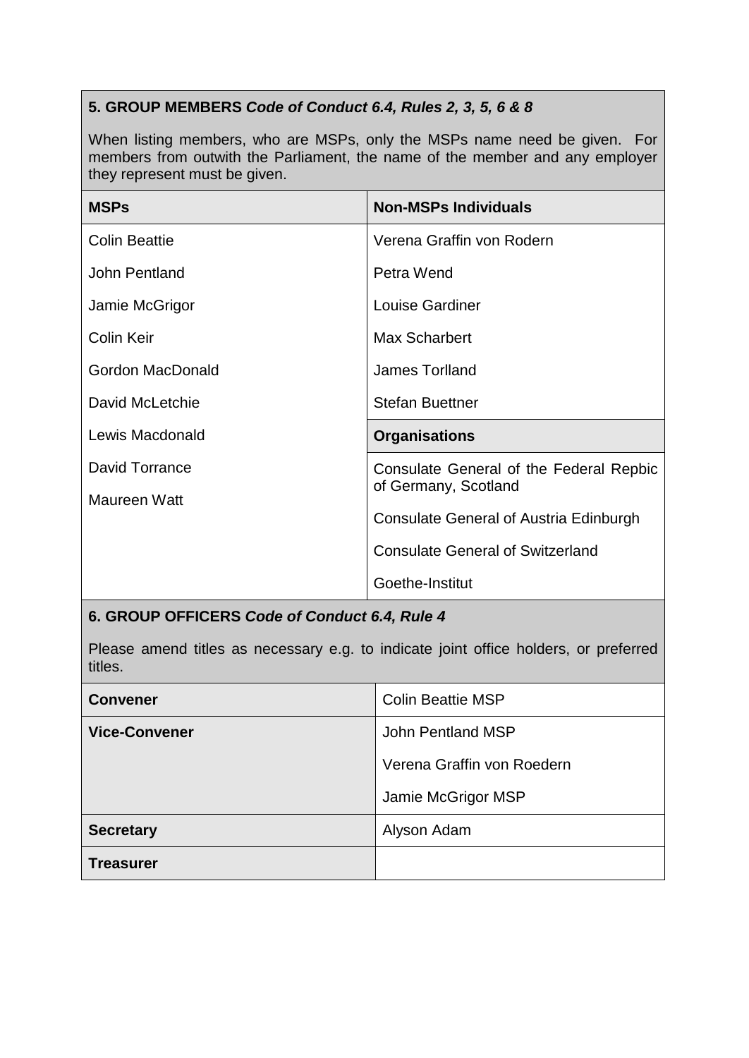## 5. GROUP MEMBERS *Code of Conduct 6.4, Rules 2, 3, 5, 6 & 8*

When listing members, who are MSPs, only the MSPs name need be given. For members from outwith the Parliament, the name of the member and any employer they represent must be given.

| **MSPs** | **Non-MSPs Individuals** |
| --- | --- |
| Colin Beattie | Verena Graffin von Rodern |
| John Pentland | Petra Wend |
| Jamie McGrigor | Louise Gardiner |
| Colin Keir | Max Scharbert |
| Gordon MacDonald | James Torlland |
| David McLetchie | Stefan Buettner |
| Lewis Macdonald | **Organisations** |
| David Torrance | Consulate General of the Federal Repbic of Germany, Scotland |
| Maureen Watt | Consulate General of Austria Edinburgh |
| | Consulate General of Switzerland |
| | Goethe-Institut |

## 6. GROUP OFFICERS *Code of Conduct 6.4, Rule 4*

Please amend titles as necessary e.g. to indicate joint office holders, or preferred titles.

| **Convener** | Colin Beattie MSP |
| --- | --- |
| **Vice-Convener** | John Pentland MSP<br>Verena Graffin von Roedern<br>Jamie McGrigor MSP |
| **Secretary** | Alyson Adam |
| **Treasurer** | |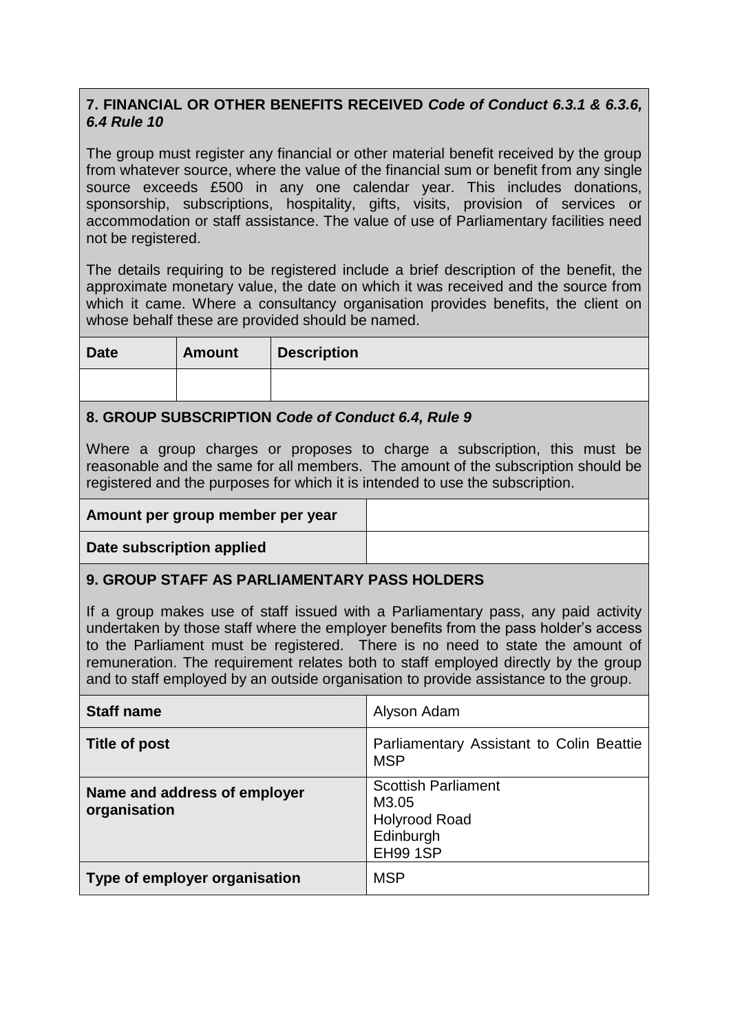## 7. FINANCIAL OR OTHER BENEFITS RECEIVED *Code of Conduct 6.3.1 & 6.3.6, 6.4 Rule 10*

The group must register any financial or other material benefit received by the group from whatever source, where the value of the financial sum or benefit from any single source exceeds £500 in any one calendar year. This includes donations, sponsorship, subscriptions, hospitality, gifts, visits, provision of services or accommodation or staff assistance. The value of use of Parliamentary facilities need not be registered.

The details requiring to be registered include a brief description of the benefit, the approximate monetary value, the date on which it was received and the source from which it came. Where a consultancy organisation provides benefits, the client on whose behalf these are provided should be named.

| Date | Amount | Description |
|---|---|---|
| | | |

## 8. GROUP SUBSCRIPTION *Code of Conduct 6.4, Rule 9*

Where a group charges or proposes to charge a subscription, this must be reasonable and the same for all members. The amount of the subscription should be registered and the purposes for which it is intended to use the subscription.

| | |
|---|---|
| **Amount per group member per year** | |
| **Date subscription applied** | |

## 9. GROUP STAFF AS PARLIAMENTARY PASS HOLDERS

If a group makes use of staff issued with a Parliamentary pass, any paid activity undertaken by those staff where the employer benefits from the pass holder's access to the Parliament must be registered. There is no need to state the amount of remuneration. The requirement relates both to staff employed directly by the group and to staff employed by an outside organisation to provide assistance to the group.

| | |
|---|---|
| **Staff name** | Alyson Adam |
| **Title of post** | Parliamentary Assistant to Colin Beattie MSP |
| **Name and address of employer organisation** | Scottish Parliament<br>M3.05<br>Holyrood Road<br>Edinburgh<br>EH99 1SP |
| **Type of employer organisation** | MSP |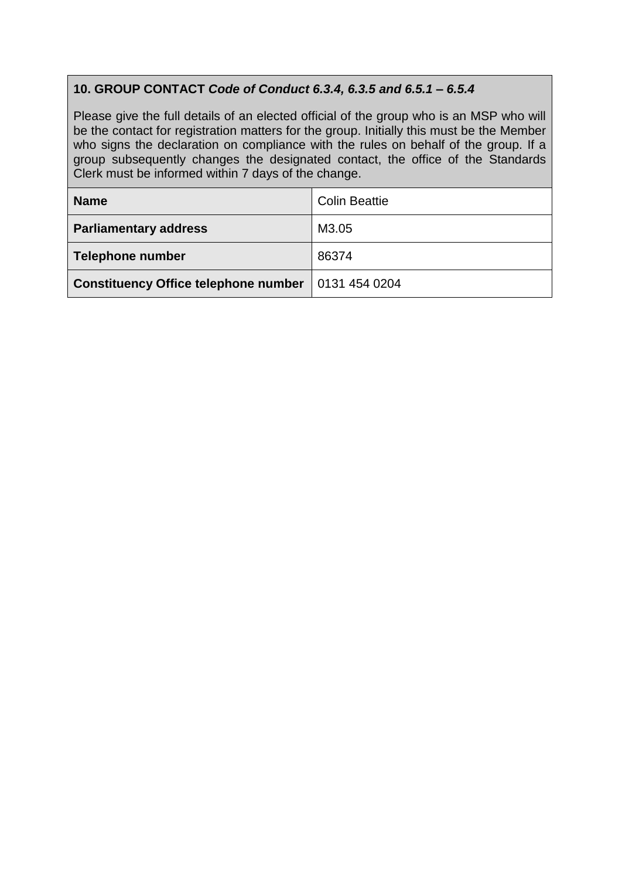**10. GROUP CONTACT** ***Code of Conduct 6.3.4, 6.3.5 and 6.5.1 – 6.5.4***

Please give the full details of an elected official of the group who is an MSP who will be the contact for registration matters for the group. Initially this must be the Member who signs the declaration on compliance with the rules on behalf of the group. If a group subsequently changes the designated contact, the office of the Standards Clerk must be informed within 7 days of the change.

| | |
|---|---|
| **Name** | Colin Beattie |
| **Parliamentary address** | M3.05 |
| **Telephone number** | 86374 |
| **Constituency Office telephone number** | 0131 454 0204 |